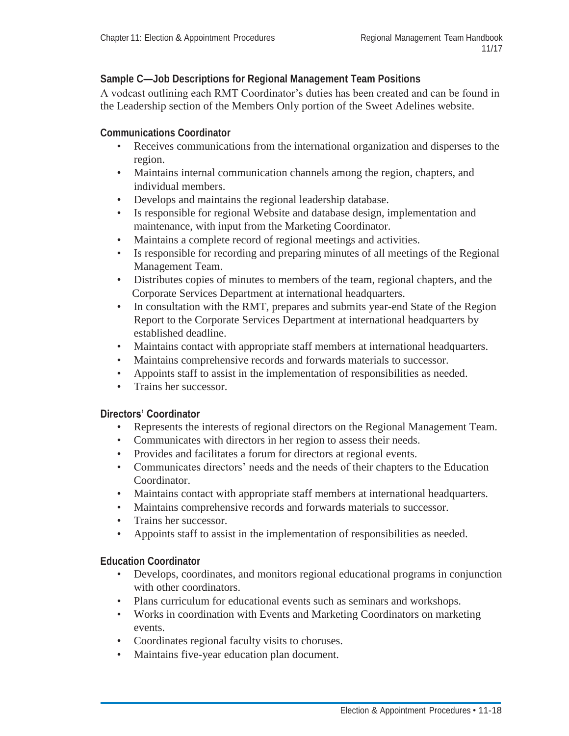## Sample C—Job Descriptions for Regional Management Team Positions

A vodcast outlining each RMT Coordinator's duties has been created and can be found in the Leadership section of the Members Only portion of the Sweet Adelines website.

### Communications Coordinator

- Receives communications from the international organization and disperses to the region.
- Maintains internal communication channels among the region, chapters, and individual members.
- Develops and maintains the regional leadership database.
- Is responsible for regional Website and database design, implementation and maintenance, with input from the Marketing Coordinator.
- Maintains a complete record of regional meetings and activities.
- Is responsible for recording and preparing minutes of all meetings of the Regional Management Team.
- Distributes copies of minutes to members of the team, regional chapters, and the Corporate Services Department at international headquarters.
- In consultation with the RMT, prepares and submits year-end State of the Region Report to the Corporate Services Department at international headquarters by established deadline.
- Maintains contact with appropriate staff members at international headquarters.
- Maintains comprehensive records and forwards materials to successor.
- Appoints staff to assist in the implementation of responsibilities as needed.
- Trains her successor.

### Directors' Coordinator

- Represents the interests of regional directors on the Regional Management Team.
- Communicates with directors in her region to assess their needs.
- Provides and facilitates a forum for directors at regional events.
- Communicates directors' needs and the needs of their chapters to the Education Coordinator.
- Maintains contact with appropriate staff members at international headquarters.
- Maintains comprehensive records and forwards materials to successor.
- Trains her successor.
- Appoints staff to assist in the implementation of responsibilities as needed.

### Education Coordinator

- Develops, coordinates, and monitors regional educational programs in conjunction with other coordinators.
- Plans curriculum for educational events such as seminars and workshops.
- Works in coordination with Events and Marketing Coordinators on marketing events.
- Coordinates regional faculty visits to choruses.
- Maintains five-year education plan document.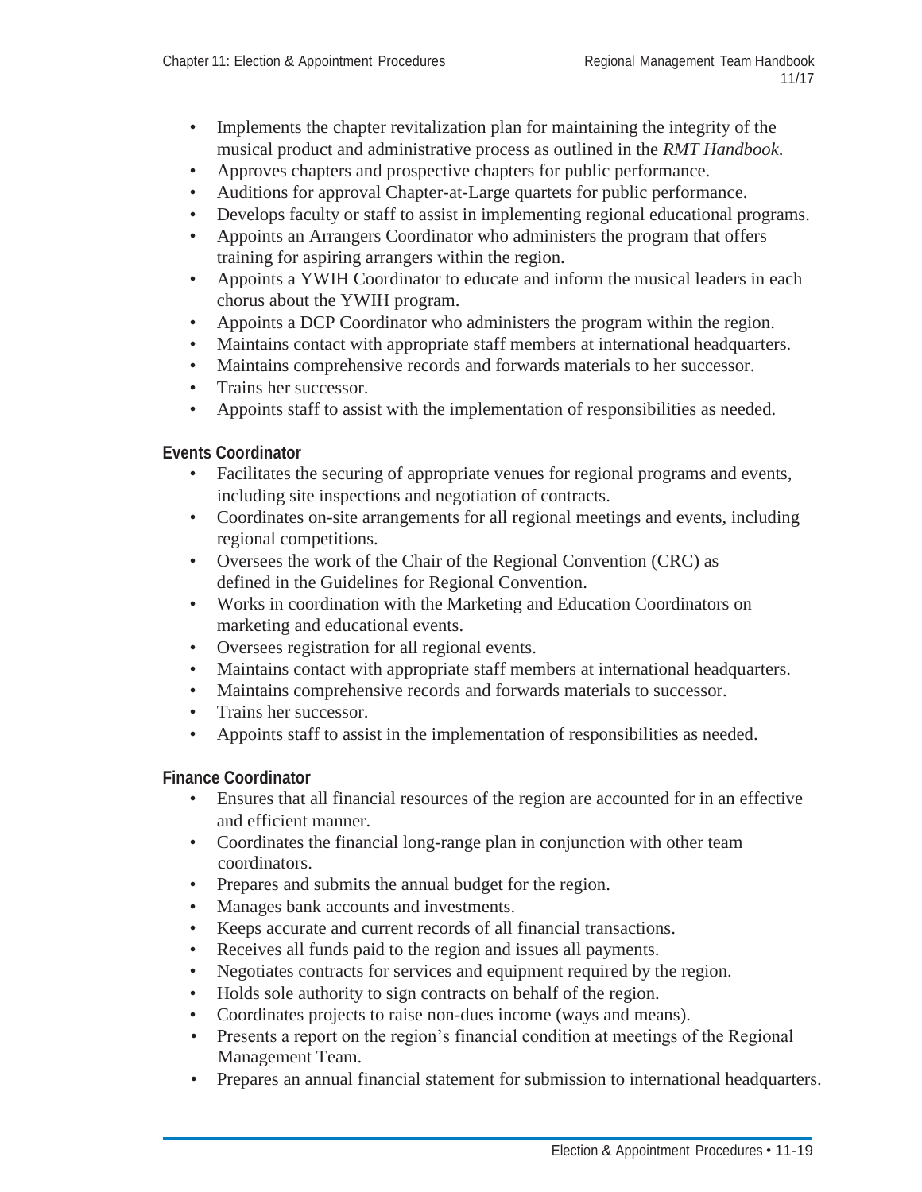- Implements the chapter revitalization plan for maintaining the integrity of the musical product and administrative process as outlined in the *RMT Handbook*.
- Approves chapters and prospective chapters for public performance.
- Auditions for approval Chapter-at-Large quartets for public performance.
- Develops faculty or staff to assist in implementing regional educational programs.
- Appoints an Arrangers Coordinator who administers the program that offers training for aspiring arrangers within the region.
- Appoints a YWIH Coordinator to educate and inform the musical leaders in each chorus about the YWIH program.
- Appoints a DCP Coordinator who administers the program within the region.
- Maintains contact with appropriate staff members at international headquarters.
- Maintains comprehensive records and forwards materials to her successor.
- Trains her successor.
- Appoints staff to assist with the implementation of responsibilities as needed.

**Events Coordinator**

- Facilitates the securing of appropriate venues for regional programs and events, including site inspections and negotiation of contracts.
- Coordinates on-site arrangements for all regional meetings and events, including regional competitions.
- Oversees the work of the Chair of the Regional Convention (CRC) as defined in the Guidelines for Regional Convention.
- Works in coordination with the Marketing and Education Coordinators on marketing and educational events.
- Oversees registration for all regional events.
- Maintains contact with appropriate staff members at international headquarters.
- Maintains comprehensive records and forwards materials to successor.
- Trains her successor.
- Appoints staff to assist in the implementation of responsibilities as needed.

**Finance Coordinator**

- Ensures that all financial resources of the region are accounted for in an effective and efficient manner.
- Coordinates the financial long-range plan in conjunction with other team coordinators.
- Prepares and submits the annual budget for the region.
- Manages bank accounts and investments.
- Keeps accurate and current records of all financial transactions.
- Receives all funds paid to the region and issues all payments.
- Negotiates contracts for services and equipment required by the region.
- Holds sole authority to sign contracts on behalf of the region.
- Coordinates projects to raise non-dues income (ways and means).
- Presents a report on the region's financial condition at meetings of the Regional Management Team.
- Prepares an annual financial statement for submission to international headquarters.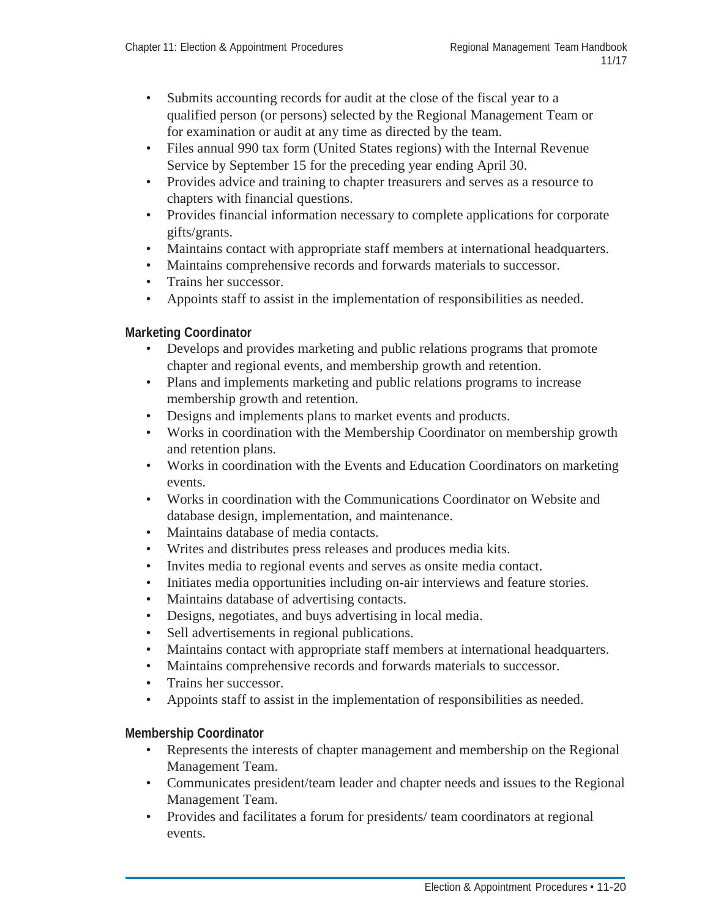- Submits accounting records for audit at the close of the fiscal year to a qualified person (or persons) selected by the Regional Management Team or for examination or audit at any time as directed by the team.
- Files annual 990 tax form (United States regions) with the Internal Revenue Service by September 15 for the preceding year ending April 30.
- Provides advice and training to chapter treasurers and serves as a resource to chapters with financial questions.
- Provides financial information necessary to complete applications for corporate gifts/grants.
- Maintains contact with appropriate staff members at international headquarters.
- Maintains comprehensive records and forwards materials to successor.
- Trains her successor.
- Appoints staff to assist in the implementation of responsibilities as needed.

**Marketing Coordinator**

- Develops and provides marketing and public relations programs that promote chapter and regional events, and membership growth and retention.
- Plans and implements marketing and public relations programs to increase membership growth and retention.
- Designs and implements plans to market events and products.
- Works in coordination with the Membership Coordinator on membership growth and retention plans.
- Works in coordination with the Events and Education Coordinators on marketing events.
- Works in coordination with the Communications Coordinator on Website and database design, implementation, and maintenance.
- Maintains database of media contacts.
- Writes and distributes press releases and produces media kits.
- Invites media to regional events and serves as onsite media contact.
- Initiates media opportunities including on-air interviews and feature stories.
- Maintains database of advertising contacts.
- Designs, negotiates, and buys advertising in local media.
- Sell advertisements in regional publications.
- Maintains contact with appropriate staff members at international headquarters.
- Maintains comprehensive records and forwards materials to successor.
- Trains her successor.
- Appoints staff to assist in the implementation of responsibilities as needed.

**Membership Coordinator**

- Represents the interests of chapter management and membership on the Regional Management Team.
- Communicates president/team leader and chapter needs and issues to the Regional Management Team.
- Provides and facilitates a forum for presidents/ team coordinators at regional events.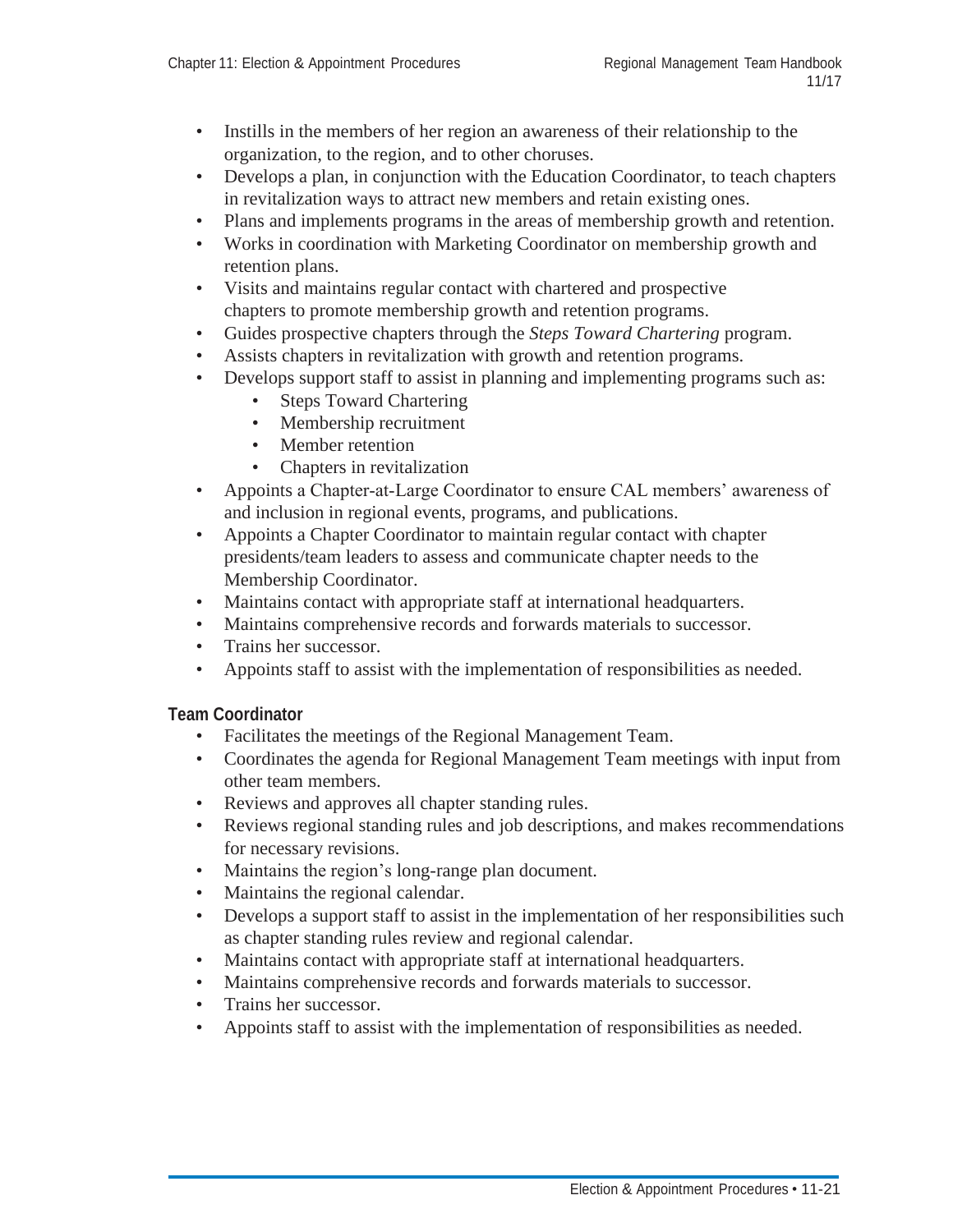- Instills in the members of her region an awareness of their relationship to the organization, to the region, and to other choruses.
- Develops a plan, in conjunction with the Education Coordinator, to teach chapters in revitalization ways to attract new members and retain existing ones.
- Plans and implements programs in the areas of membership growth and retention.
- Works in coordination with Marketing Coordinator on membership growth and retention plans.
- Visits and maintains regular contact with chartered and prospective chapters to promote membership growth and retention programs.
- Guides prospective chapters through the *Steps Toward Chartering* program.
- Assists chapters in revitalization with growth and retention programs.
- Develops support staff to assist in planning and implementing programs such as:
    - Steps Toward Chartering
    - Membership recruitment
    - Member retention
    - Chapters in revitalization
- Appoints a Chapter-at-Large Coordinator to ensure CAL members' awareness of and inclusion in regional events, programs, and publications.
- Appoints a Chapter Coordinator to maintain regular contact with chapter presidents/team leaders to assess and communicate chapter needs to the Membership Coordinator.
- Maintains contact with appropriate staff at international headquarters.
- Maintains comprehensive records and forwards materials to successor.
- Trains her successor.
- Appoints staff to assist with the implementation of responsibilities as needed.

**Team Coordinator**

- Facilitates the meetings of the Regional Management Team.
- Coordinates the agenda for Regional Management Team meetings with input from other team members.
- Reviews and approves all chapter standing rules.
- Reviews regional standing rules and job descriptions, and makes recommendations for necessary revisions.
- Maintains the region's long-range plan document.
- Maintains the regional calendar.
- Develops a support staff to assist in the implementation of her responsibilities such as chapter standing rules review and regional calendar.
- Maintains contact with appropriate staff at international headquarters.
- Maintains comprehensive records and forwards materials to successor.
- Trains her successor.
- Appoints staff to assist with the implementation of responsibilities as needed.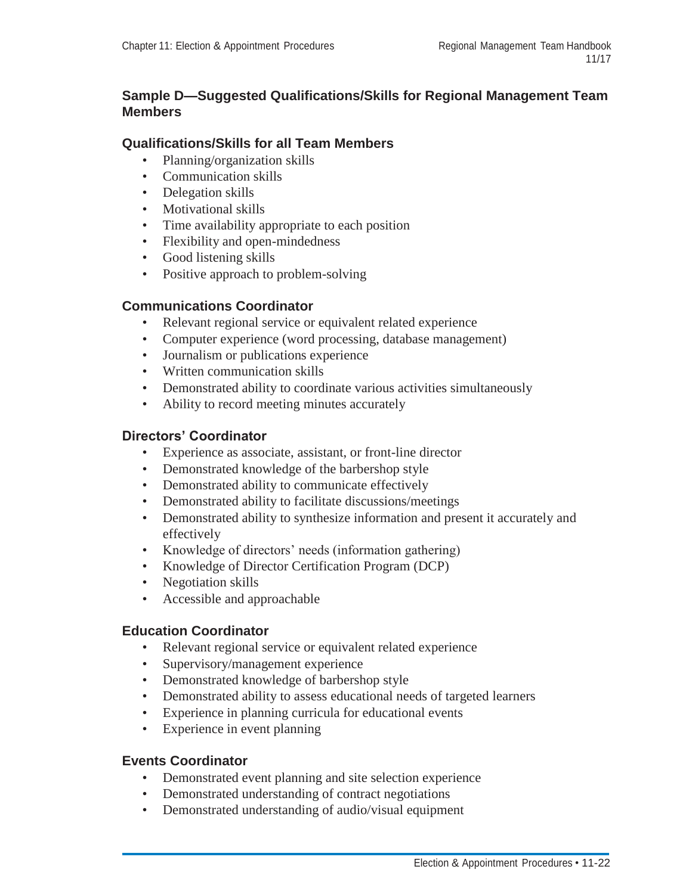## Sample D—Suggested Qualifications/Skills for Regional Management Team Members

### Qualifications/Skills for all Team Members

- Planning/organization skills
- Communication skills
- Delegation skills
- Motivational skills
- Time availability appropriate to each position
- Flexibility and open-mindedness
- Good listening skills
- Positive approach to problem-solving

### Communications Coordinator

- Relevant regional service or equivalent related experience
- Computer experience (word processing, database management)
- Journalism or publications experience
- Written communication skills
- Demonstrated ability to coordinate various activities simultaneously
- Ability to record meeting minutes accurately

### Directors' Coordinator

- Experience as associate, assistant, or front-line director
- Demonstrated knowledge of the barbershop style
- Demonstrated ability to communicate effectively
- Demonstrated ability to facilitate discussions/meetings
- Demonstrated ability to synthesize information and present it accurately and effectively
- Knowledge of directors' needs (information gathering)
- Knowledge of Director Certification Program (DCP)
- Negotiation skills
- Accessible and approachable

### Education Coordinator

- Relevant regional service or equivalent related experience
- Supervisory/management experience
- Demonstrated knowledge of barbershop style
- Demonstrated ability to assess educational needs of targeted learners
- Experience in planning curricula for educational events
- Experience in event planning

### Events Coordinator

- Demonstrated event planning and site selection experience
- Demonstrated understanding of contract negotiations
- Demonstrated understanding of audio/visual equipment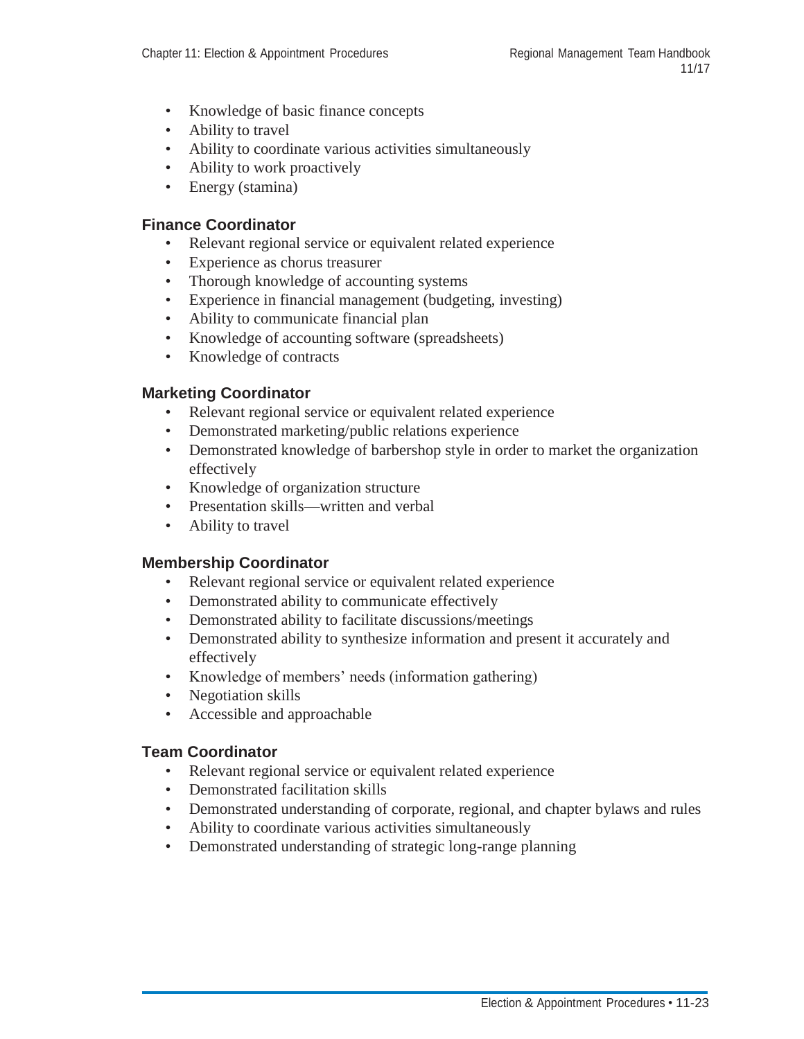- Knowledge of basic finance concepts
- Ability to travel
- Ability to coordinate various activities simultaneously
- Ability to work proactively
- Energy (stamina)

### Finance Coordinator

- Relevant regional service or equivalent related experience
- Experience as chorus treasurer
- Thorough knowledge of accounting systems
- Experience in financial management (budgeting, investing)
- Ability to communicate financial plan
- Knowledge of accounting software (spreadsheets)
- Knowledge of contracts

### Marketing Coordinator

- Relevant regional service or equivalent related experience
- Demonstrated marketing/public relations experience
- Demonstrated knowledge of barbershop style in order to market the organization effectively
- Knowledge of organization structure
- Presentation skills—written and verbal
- Ability to travel

### Membership Coordinator

- Relevant regional service or equivalent related experience
- Demonstrated ability to communicate effectively
- Demonstrated ability to facilitate discussions/meetings
- Demonstrated ability to synthesize information and present it accurately and effectively
- Knowledge of members' needs (information gathering)
- Negotiation skills
- Accessible and approachable

### Team Coordinator

- Relevant regional service or equivalent related experience
- Demonstrated facilitation skills
- Demonstrated understanding of corporate, regional, and chapter bylaws and rules
- Ability to coordinate various activities simultaneously
- Demonstrated understanding of strategic long-range planning